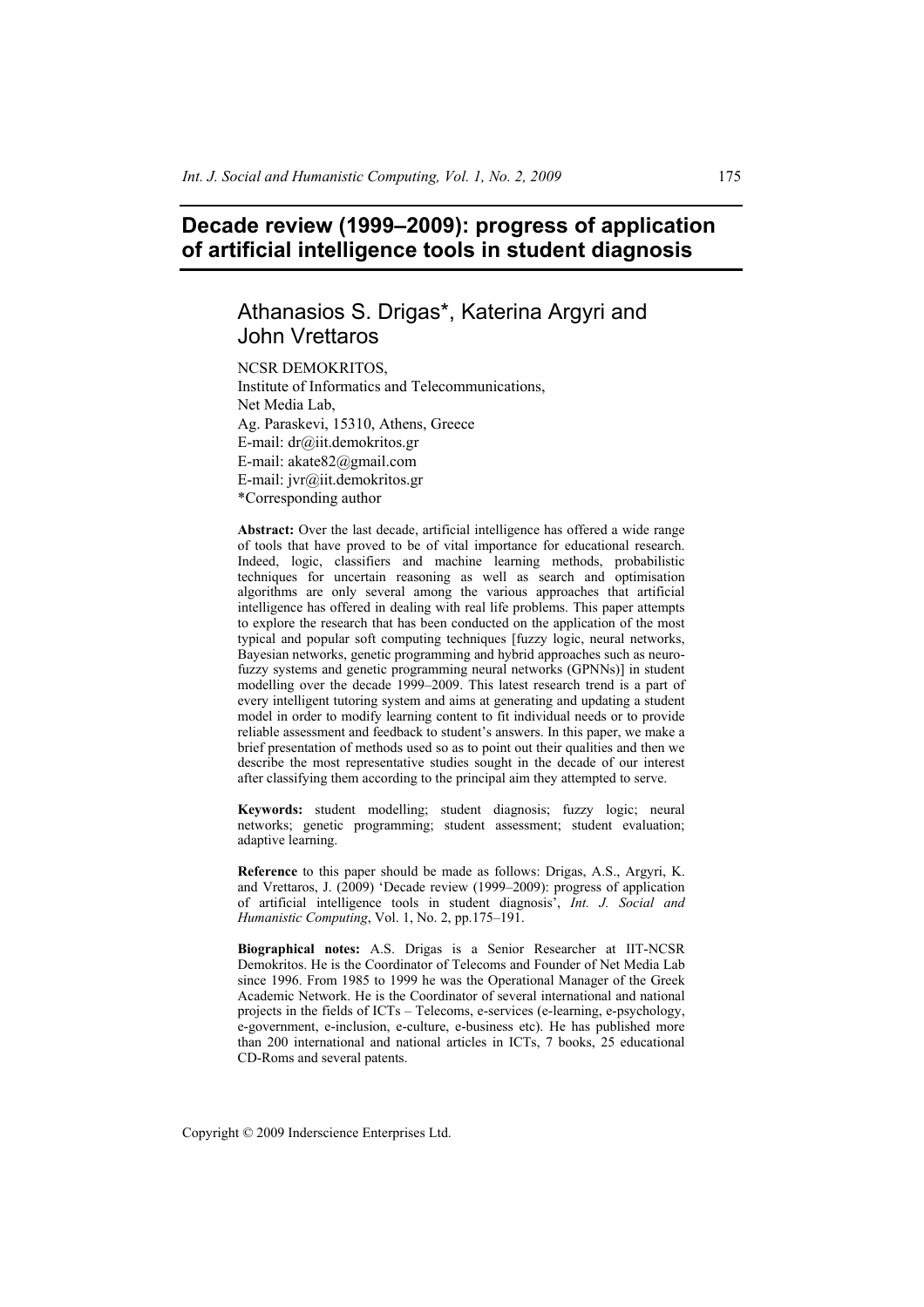# Decade review (1999–2009): progress of application of artificial intelligence tools in student diagnosis

## Athanasios S. Drigas*, Katerina Argyri and John Vrettaros

NCSR DEMOKRITOS,
Institute of Informatics and Telecommunications,
Net Media Lab,
Ag. Paraskevi, 15310, Athens, Greece
E-mail: dr@iit.demokritos.gr
E-mail: akate82@gmail.com
E-mail: jvr@iit.demokritos.gr
*Corresponding author

**Abstract:** Over the last decade, artificial intelligence has offered a wide range of tools that have proved to be of vital importance for educational research. Indeed, logic, classifiers and machine learning methods, probabilistic techniques for uncertain reasoning as well as search and optimisation algorithms are only several among the various approaches that artificial intelligence has offered in dealing with real life problems. This paper attempts to explore the research that has been conducted on the application of the most typical and popular soft computing techniques [fuzzy logic, neural networks, Bayesian networks, genetic programming and hybrid approaches such as neuro-fuzzy systems and genetic programming neural networks (GPNNs)] in student modelling over the decade 1999–2009. This latest research trend is a part of every intelligent tutoring system and aims at generating and updating a student model in order to modify learning content to fit individual needs or to provide reliable assessment and feedback to student's answers. In this paper, we make a brief presentation of methods used so as to point out their qualities and then we describe the most representative studies sought in the decade of our interest after classifying them according to the principal aim they attempted to serve.

**Keywords:** student modelling; student diagnosis; fuzzy logic; neural networks; genetic programming; student assessment; student evaluation; adaptive learning.

**Reference** to this paper should be made as follows: Drigas, A.S., Argyri, K. and Vrettaros, J. (2009) 'Decade review (1999–2009): progress of application of artificial intelligence tools in student diagnosis', *Int. J. Social and Humanistic Computing*, Vol. 1, No. 2, pp.175–191.

**Biographical notes:** A.S. Drigas is a Senior Researcher at IIT-NCSR Demokritos. He is the Coordinator of Telecoms and Founder of Net Media Lab since 1996. From 1985 to 1999 he was the Operational Manager of the Greek Academic Network. He is the Coordinator of several international and national projects in the fields of ICTs – Telecoms, e-services (e-learning, e-psychology, e-government, e-inclusion, e-culture, e-business etc). He has published more than 200 international and national articles in ICTs, 7 books, 25 educational CD-Roms and several patents.

Copyright © 2009 Inderscience Enterprises Ltd.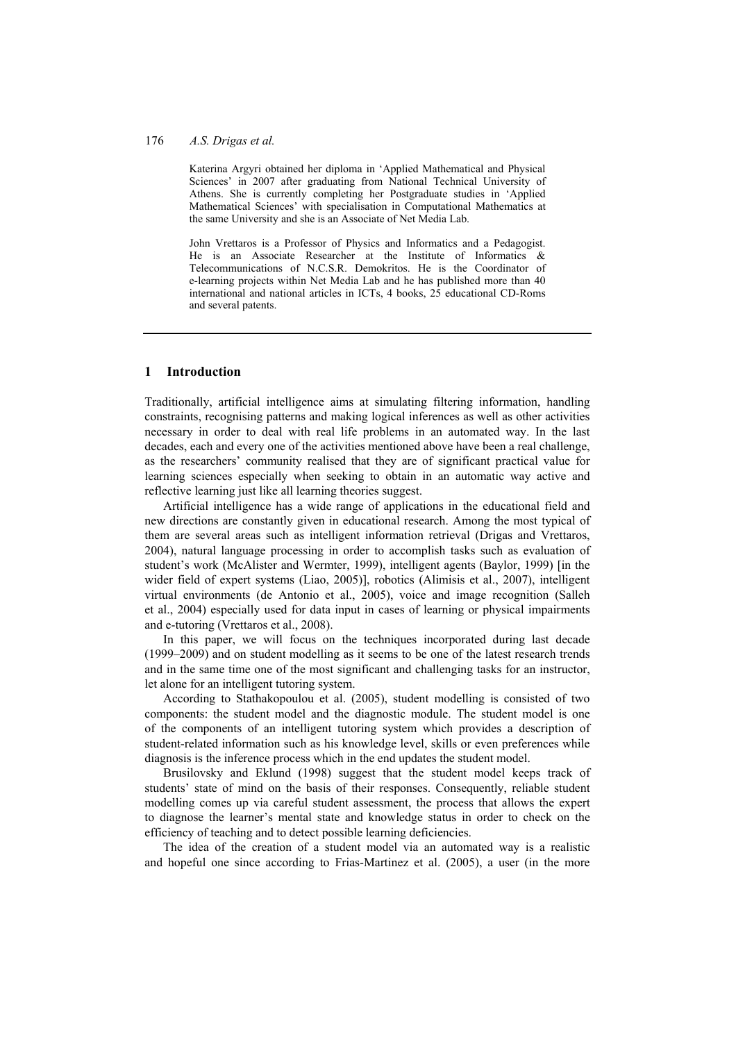Katerina Argyri obtained her diploma in 'Applied Mathematical and Physical Sciences' in 2007 after graduating from National Technical University of Athens. She is currently completing her Postgraduate studies in 'Applied Mathematical Sciences' with specialisation in Computational Mathematics at the same University and she is an Associate of Net Media Lab.

John Vrettaros is a Professor of Physics and Informatics and a Pedagogist. He is an Associate Researcher at the Institute of Informatics & Telecommunications of N.C.S.R. Demokritos. He is the Coordinator of e-learning projects within Net Media Lab and he has published more than 40 international and national articles in ICTs, 4 books, 25 educational CD-Roms and several patents.

## 1 Introduction

Traditionally, artificial intelligence aims at simulating filtering information, handling constraints, recognising patterns and making logical inferences as well as other activities necessary in order to deal with real life problems in an automated way. In the last decades, each and every one of the activities mentioned above have been a real challenge, as the researchers' community realised that they are of significant practical value for learning sciences especially when seeking to obtain in an automatic way active and reflective learning just like all learning theories suggest.

Artificial intelligence has a wide range of applications in the educational field and new directions are constantly given in educational research. Among the most typical of them are several areas such as intelligent information retrieval (Drigas and Vrettaros, 2004), natural language processing in order to accomplish tasks such as evaluation of student's work (McAlister and Wermter, 1999), intelligent agents (Baylor, 1999) [in the wider field of expert systems (Liao, 2005)], robotics (Alimisis et al., 2007), intelligent virtual environments (de Antonio et al., 2005), voice and image recognition (Salleh et al., 2004) especially used for data input in cases of learning or physical impairments and e-tutoring (Vrettaros et al., 2008).

In this paper, we will focus on the techniques incorporated during last decade (1999–2009) and on student modelling as it seems to be one of the latest research trends and in the same time one of the most significant and challenging tasks for an instructor, let alone for an intelligent tutoring system.

According to Stathakopoulou et al. (2005), student modelling is consisted of two components: the student model and the diagnostic module. The student model is one of the components of an intelligent tutoring system which provides a description of student-related information such as his knowledge level, skills or even preferences while diagnosis is the inference process which in the end updates the student model.

Brusilovsky and Eklund (1998) suggest that the student model keeps track of students' state of mind on the basis of their responses. Consequently, reliable student modelling comes up via careful student assessment, the process that allows the expert to diagnose the learner's mental state and knowledge status in order to check on the efficiency of teaching and to detect possible learning deficiencies.

The idea of the creation of a student model via an automated way is a realistic and hopeful one since according to Frias-Martinez et al. (2005), a user (in the more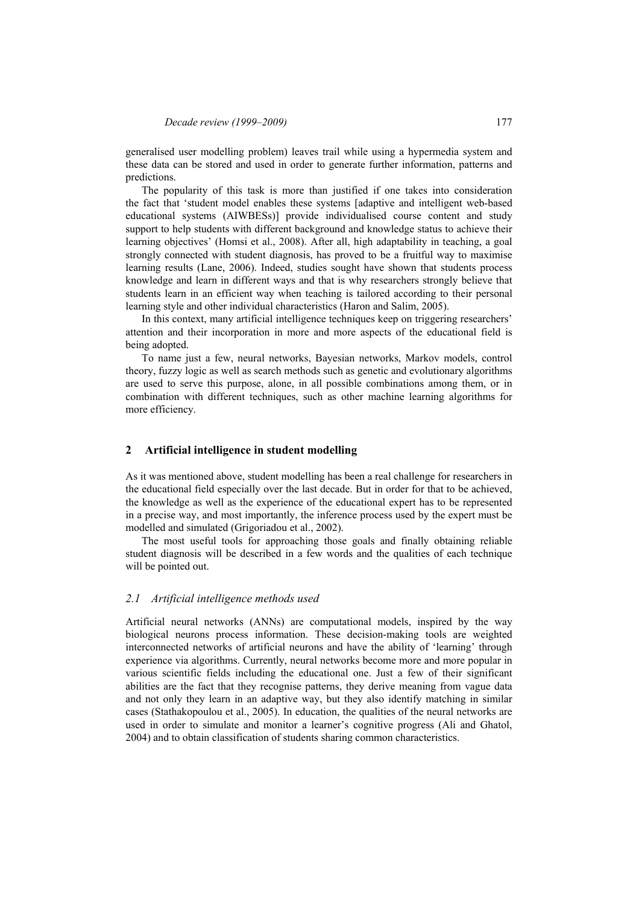generalised user modelling problem) leaves trail while using a hypermedia system and these data can be stored and used in order to generate further information, patterns and predictions.

The popularity of this task is more than justified if one takes into consideration the fact that 'student model enables these systems [adaptive and intelligent web-based educational systems (AIWBESs)] provide individualised course content and study support to help students with different background and knowledge status to achieve their learning objectives' (Homsi et al., 2008). After all, high adaptability in teaching, a goal strongly connected with student diagnosis, has proved to be a fruitful way to maximise learning results (Lane, 2006). Indeed, studies sought have shown that students process knowledge and learn in different ways and that is why researchers strongly believe that students learn in an efficient way when teaching is tailored according to their personal learning style and other individual characteristics (Haron and Salim, 2005).

In this context, many artificial intelligence techniques keep on triggering researchers' attention and their incorporation in more and more aspects of the educational field is being adopted.

To name just a few, neural networks, Bayesian networks, Markov models, control theory, fuzzy logic as well as search methods such as genetic and evolutionary algorithms are used to serve this purpose, alone, in all possible combinations among them, or in combination with different techniques, such as other machine learning algorithms for more efficiency.

## 2 Artificial intelligence in student modelling

As it was mentioned above, student modelling has been a real challenge for researchers in the educational field especially over the last decade. But in order for that to be achieved, the knowledge as well as the experience of the educational expert has to be represented in a precise way, and most importantly, the inference process used by the expert must be modelled and simulated (Grigoriadou et al., 2002).

The most useful tools for approaching those goals and finally obtaining reliable student diagnosis will be described in a few words and the qualities of each technique will be pointed out.

### *2.1 Artificial intelligence methods used*

Artificial neural networks (ANNs) are computational models, inspired by the way biological neurons process information. These decision-making tools are weighted interconnected networks of artificial neurons and have the ability of 'learning' through experience via algorithms. Currently, neural networks become more and more popular in various scientific fields including the educational one. Just a few of their significant abilities are the fact that they recognise patterns, they derive meaning from vague data and not only they learn in an adaptive way, but they also identify matching in similar cases (Stathakopoulou et al., 2005). In education, the qualities of the neural networks are used in order to simulate and monitor a learner's cognitive progress (Ali and Ghatol, 2004) and to obtain classification of students sharing common characteristics.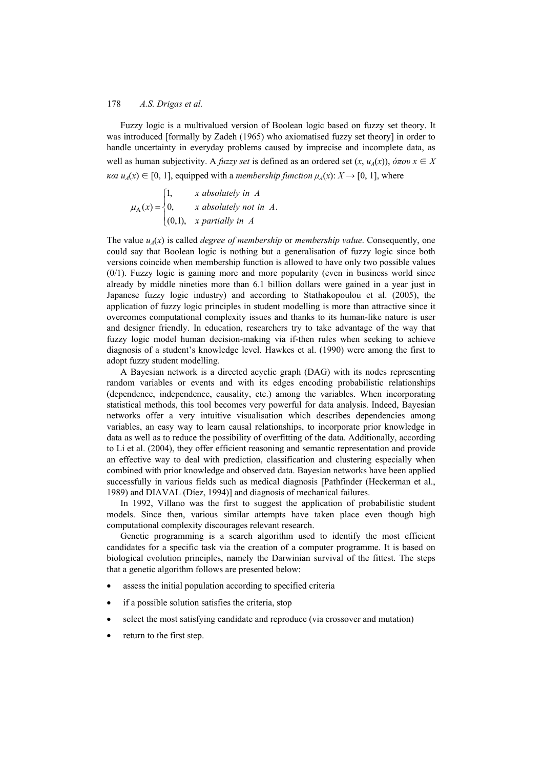Fuzzy logic is a multivalued version of Boolean logic based on fuzzy set theory. It was introduced [formally by Zadeh (1965) who axiomatised fuzzy set theory] in order to handle uncertainty in everyday problems caused by imprecise and incomplete data, as well as human subjectivity. A *fuzzy set* is defined as an ordered set $(x, u_A(x))$, *όπου* $x \in X$ *και* $u_A(x) \in [0, 1]$, equipped with a *membership function* $\mu_A(x)$: $X \rightarrow [0, 1]$, where

$$\mu_{\mathrm{A}}(x) = \begin{cases} 1, & x \text{ absolutely in } A \\ 0, & x \text{ absolutely not in } A. \\ (0,1), & x \text{ partially in } A \end{cases}$$

The value $u_A(x)$ is called *degree of membership* or *membership value*. Consequently, one could say that Boolean logic is nothing but a generalisation of fuzzy logic since both versions coincide when membership function is allowed to have only two possible values (0/1). Fuzzy logic is gaining more and more popularity (even in business world since already by middle nineties more than 6.1 billion dollars were gained in a year just in Japanese fuzzy logic industry) and according to Stathakopoulou et al. (2005), the application of fuzzy logic principles in student modelling is more than attractive since it overcomes computational complexity issues and thanks to its human-like nature is user and designer friendly. In education, researchers try to take advantage of the way that fuzzy logic model human decision-making via if-then rules when seeking to achieve diagnosis of a student's knowledge level. Hawkes et al. (1990) were among the first to adopt fuzzy student modelling.

A Bayesian network is a directed acyclic graph (DAG) with its nodes representing random variables or events and with its edges encoding probabilistic relationships (dependence, independence, causality, etc.) among the variables. When incorporating statistical methods, this tool becomes very powerful for data analysis. Indeed, Bayesian networks offer a very intuitive visualisation which describes dependencies among variables, an easy way to learn causal relationships, to incorporate prior knowledge in data as well as to reduce the possibility of overfitting of the data. Additionally, according to Li et al. (2004), they offer efficient reasoning and semantic representation and provide an effective way to deal with prediction, classification and clustering especially when combined with prior knowledge and observed data. Bayesian networks have been applied successfully in various fields such as medical diagnosis [Pathfinder (Heckerman et al., 1989) and DIAVAL (Díez, 1994)] and diagnosis of mechanical failures.

In 1992, Villano was the first to suggest the application of probabilistic student models. Since then, various similar attempts have taken place even though high computational complexity discourages relevant research.

Genetic programming is a search algorithm used to identify the most efficient candidates for a specific task via the creation of a computer programme. It is based on biological evolution principles, namely the Darwinian survival of the fittest. The steps that a genetic algorithm follows are presented below:

- assess the initial population according to specified criteria
- if a possible solution satisfies the criteria, stop
- select the most satisfying candidate and reproduce (via crossover and mutation)
- return to the first step.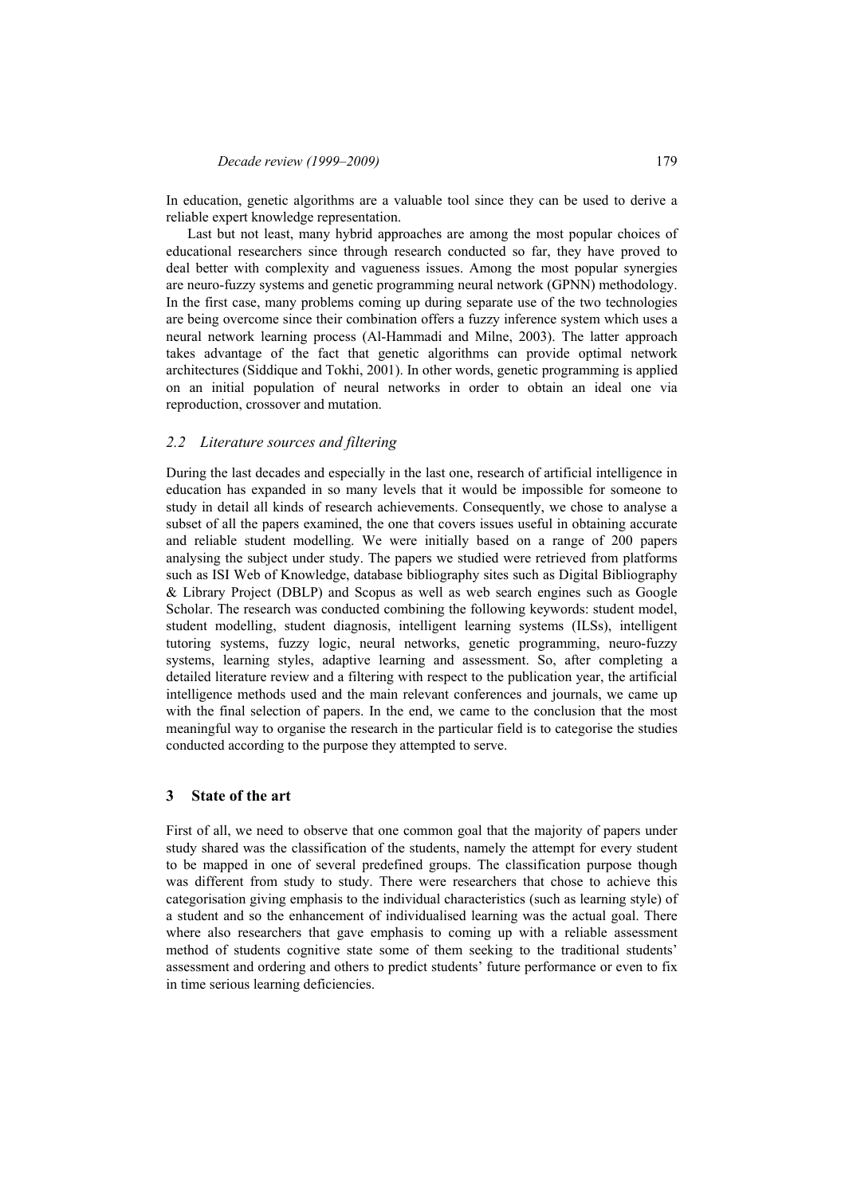In education, genetic algorithms are a valuable tool since they can be used to derive a reliable expert knowledge representation.

Last but not least, many hybrid approaches are among the most popular choices of educational researchers since through research conducted so far, they have proved to deal better with complexity and vagueness issues. Among the most popular synergies are neuro-fuzzy systems and genetic programming neural network (GPNN) methodology. In the first case, many problems coming up during separate use of the two technologies are being overcome since their combination offers a fuzzy inference system which uses a neural network learning process (Al-Hammadi and Milne, 2003). The latter approach takes advantage of the fact that genetic algorithms can provide optimal network architectures (Siddique and Tokhi, 2001). In other words, genetic programming is applied on an initial population of neural networks in order to obtain an ideal one via reproduction, crossover and mutation.

### *2.2 Literature sources and filtering*

During the last decades and especially in the last one, research of artificial intelligence in education has expanded in so many levels that it would be impossible for someone to study in detail all kinds of research achievements. Consequently, we chose to analyse a subset of all the papers examined, the one that covers issues useful in obtaining accurate and reliable student modelling. We were initially based on a range of 200 papers analysing the subject under study. The papers we studied were retrieved from platforms such as ISI Web of Knowledge, database bibliography sites such as Digital Bibliography & Library Project (DBLP) and Scopus as well as web search engines such as Google Scholar. The research was conducted combining the following keywords: student model, student modelling, student diagnosis, intelligent learning systems (ILSs), intelligent tutoring systems, fuzzy logic, neural networks, genetic programming, neuro-fuzzy systems, learning styles, adaptive learning and assessment. So, after completing a detailed literature review and a filtering with respect to the publication year, the artificial intelligence methods used and the main relevant conferences and journals, we came up with the final selection of papers. In the end, we came to the conclusion that the most meaningful way to organise the research in the particular field is to categorise the studies conducted according to the purpose they attempted to serve.

## 3 State of the art

First of all, we need to observe that one common goal that the majority of papers under study shared was the classification of the students, namely the attempt for every student to be mapped in one of several predefined groups. The classification purpose though was different from study to study. There were researchers that chose to achieve this categorisation giving emphasis to the individual characteristics (such as learning style) of a student and so the enhancement of individualised learning was the actual goal. There where also researchers that gave emphasis to coming up with a reliable assessment method of students cognitive state some of them seeking to the traditional students' assessment and ordering and others to predict students' future performance or even to fix in time serious learning deficiencies.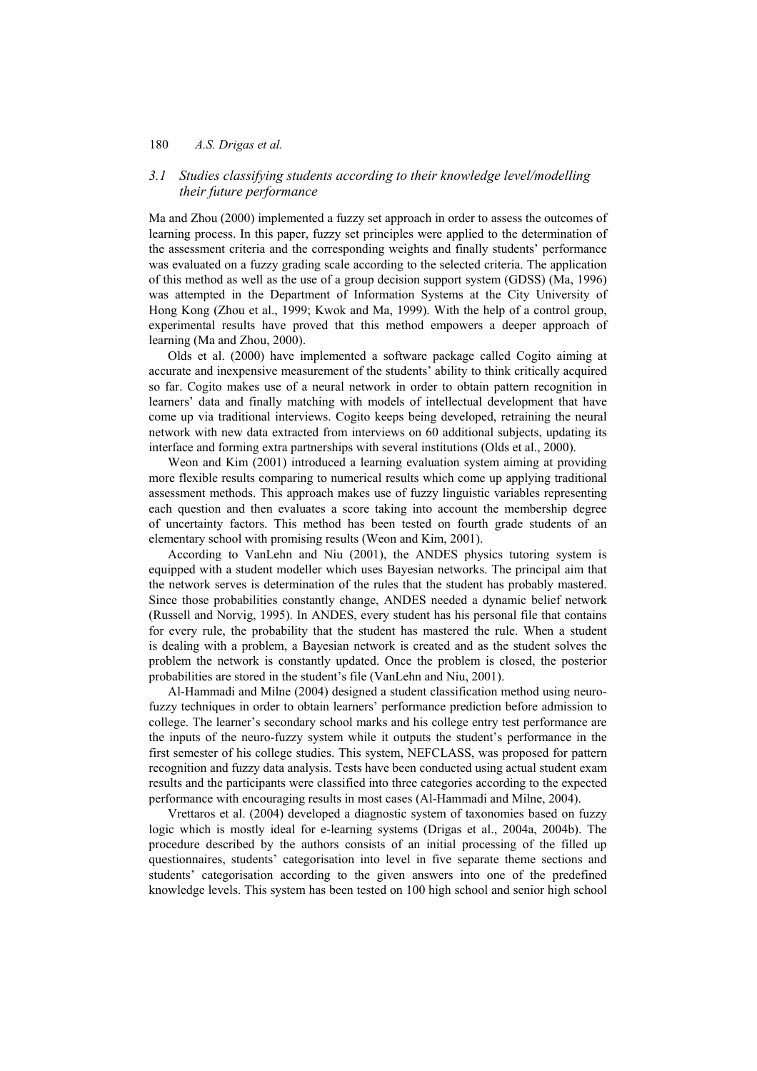### *3.1 Studies classifying students according to their knowledge level/modelling their future performance*

Ma and Zhou (2000) implemented a fuzzy set approach in order to assess the outcomes of learning process. In this paper, fuzzy set principles were applied to the determination of the assessment criteria and the corresponding weights and finally students' performance was evaluated on a fuzzy grading scale according to the selected criteria. The application of this method as well as the use of a group decision support system (GDSS) (Ma, 1996) was attempted in the Department of Information Systems at the City University of Hong Kong (Zhou et al., 1999; Kwok and Ma, 1999). With the help of a control group, experimental results have proved that this method empowers a deeper approach of learning (Ma and Zhou, 2000).

Olds et al. (2000) have implemented a software package called Cogito aiming at accurate and inexpensive measurement of the students' ability to think critically acquired so far. Cogito makes use of a neural network in order to obtain pattern recognition in learners' data and finally matching with models of intellectual development that have come up via traditional interviews. Cogito keeps being developed, retraining the neural network with new data extracted from interviews on 60 additional subjects, updating its interface and forming extra partnerships with several institutions (Olds et al., 2000).

Weon and Kim (2001) introduced a learning evaluation system aiming at providing more flexible results comparing to numerical results which come up applying traditional assessment methods. This approach makes use of fuzzy linguistic variables representing each question and then evaluates a score taking into account the membership degree of uncertainty factors. This method has been tested on fourth grade students of an elementary school with promising results (Weon and Kim, 2001).

According to VanLehn and Niu (2001), the ANDES physics tutoring system is equipped with a student modeller which uses Bayesian networks. The principal aim that the network serves is determination of the rules that the student has probably mastered. Since those probabilities constantly change, ANDES needed a dynamic belief network (Russell and Norvig, 1995). In ANDES, every student has his personal file that contains for every rule, the probability that the student has mastered the rule. When a student is dealing with a problem, a Bayesian network is created and as the student solves the problem the network is constantly updated. Once the problem is closed, the posterior probabilities are stored in the student's file (VanLehn and Niu, 2001).

Al-Hammadi and Milne (2004) designed a student classification method using neuro-fuzzy techniques in order to obtain learners' performance prediction before admission to college. The learner's secondary school marks and his college entry test performance are the inputs of the neuro-fuzzy system while it outputs the student's performance in the first semester of his college studies. This system, NEFCLASS, was proposed for pattern recognition and fuzzy data analysis. Tests have been conducted using actual student exam results and the participants were classified into three categories according to the expected performance with encouraging results in most cases (Al-Hammadi and Milne, 2004).

Vrettaros et al. (2004) developed a diagnostic system of taxonomies based on fuzzy logic which is mostly ideal for e-learning systems (Drigas et al., 2004a, 2004b). The procedure described by the authors consists of an initial processing of the filled up questionnaires, students' categorisation into level in five separate theme sections and students' categorisation according to the given answers into one of the predefined knowledge levels. This system has been tested on 100 high school and senior high school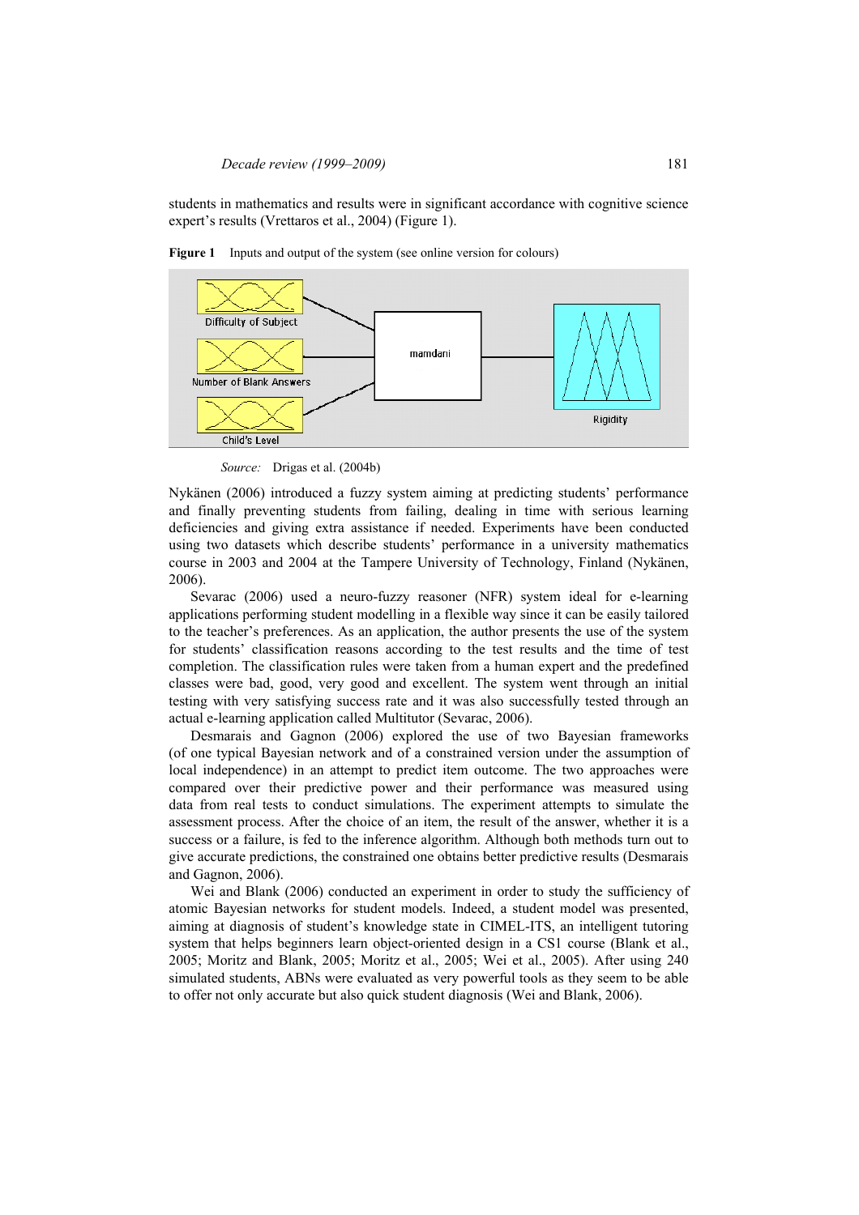students in mathematics and results were in significant accordance with cognitive science expert's results (Vrettaros et al., 2004) (Figure 1).

**Figure 1** Inputs and output of the system (see online version for colours)

*Source:* Drigas et al. (2004b)

Nykänen (2006) introduced a fuzzy system aiming at predicting students' performance and finally preventing students from failing, dealing in time with serious learning deficiencies and giving extra assistance if needed. Experiments have been conducted using two datasets which describe students' performance in a university mathematics course in 2003 and 2004 at the Tampere University of Technology, Finland (Nykänen, 2006).

Sevarac (2006) used a neuro-fuzzy reasoner (NFR) system ideal for e-learning applications performing student modelling in a flexible way since it can be easily tailored to the teacher's preferences. As an application, the author presents the use of the system for students' classification reasons according to the test results and the time of test completion. The classification rules were taken from a human expert and the predefined classes were bad, good, very good and excellent. The system went through an initial testing with very satisfying success rate and it was also successfully tested through an actual e-learning application called Multitutor (Sevarac, 2006).

Desmarais and Gagnon (2006) explored the use of two Bayesian frameworks (of one typical Bayesian network and of a constrained version under the assumption of local independence) in an attempt to predict item outcome. The two approaches were compared over their predictive power and their performance was measured using data from real tests to conduct simulations. The experiment attempts to simulate the assessment process. After the choice of an item, the result of the answer, whether it is a success or a failure, is fed to the inference algorithm. Although both methods turn out to give accurate predictions, the constrained one obtains better predictive results (Desmarais and Gagnon, 2006).

Wei and Blank (2006) conducted an experiment in order to study the sufficiency of atomic Bayesian networks for student models. Indeed, a student model was presented, aiming at diagnosis of student's knowledge state in CIMEL-ITS, an intelligent tutoring system that helps beginners learn object-oriented design in a CS1 course (Blank et al., 2005; Moritz and Blank, 2005; Moritz et al., 2005; Wei et al., 2005). After using 240 simulated students, ABNs were evaluated as very powerful tools as they seem to be able to offer not only accurate but also quick student diagnosis (Wei and Blank, 2006).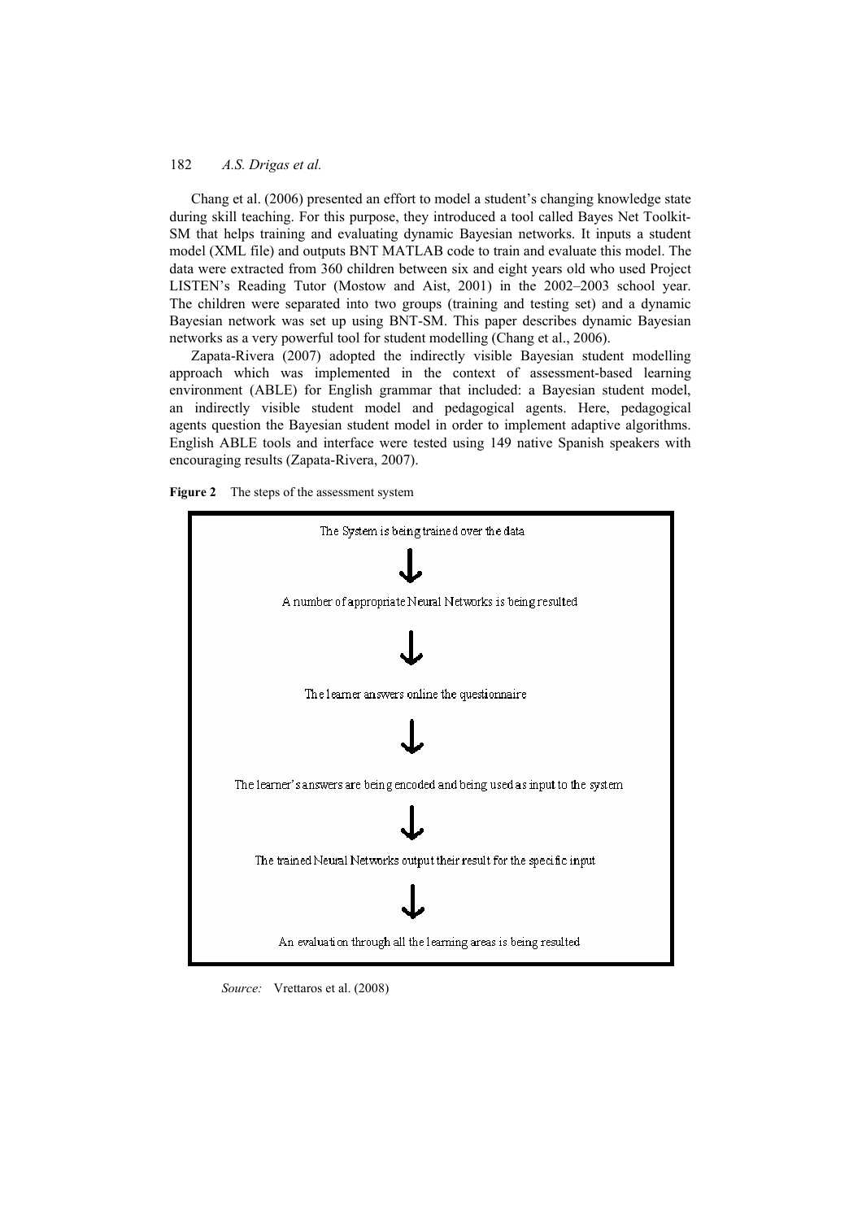Chang et al. (2006) presented an effort to model a student's changing knowledge state during skill teaching. For this purpose, they introduced a tool called Bayes Net Toolkit-SM that helps training and evaluating dynamic Bayesian networks. It inputs a student model (XML file) and outputs BNT MATLAB code to train and evaluate this model. The data were extracted from 360 children between six and eight years old who used Project LISTEN's Reading Tutor (Mostow and Aist, 2001) in the 2002–2003 school year. The children were separated into two groups (training and testing set) and a dynamic Bayesian network was set up using BNT-SM. This paper describes dynamic Bayesian networks as a very powerful tool for student modelling (Chang et al., 2006).

Zapata-Rivera (2007) adopted the indirectly visible Bayesian student modelling approach which was implemented in the context of assessment-based learning environment (ABLE) for English grammar that included: a Bayesian student model, an indirectly visible student model and pedagogical agents. Here, pedagogical agents question the Bayesian student model in order to implement adaptive algorithms. English ABLE tools and interface were tested using 149 native Spanish speakers with encouraging results (Zapata-Rivera, 2007).

**Figure 2** The steps of the assessment system

The System is being trained over the data

↓

A number of appropriate Neural Networks is being resulted

↓

The learner answers online the questionnaire

↓

The learner's answers are being encoded and being used as input to the system

↓

The trained Neural Networks output their result for the specific input

↓

An evaluation through all the learning areas is being resulted

*Source:* Vrettaros et al. (2008)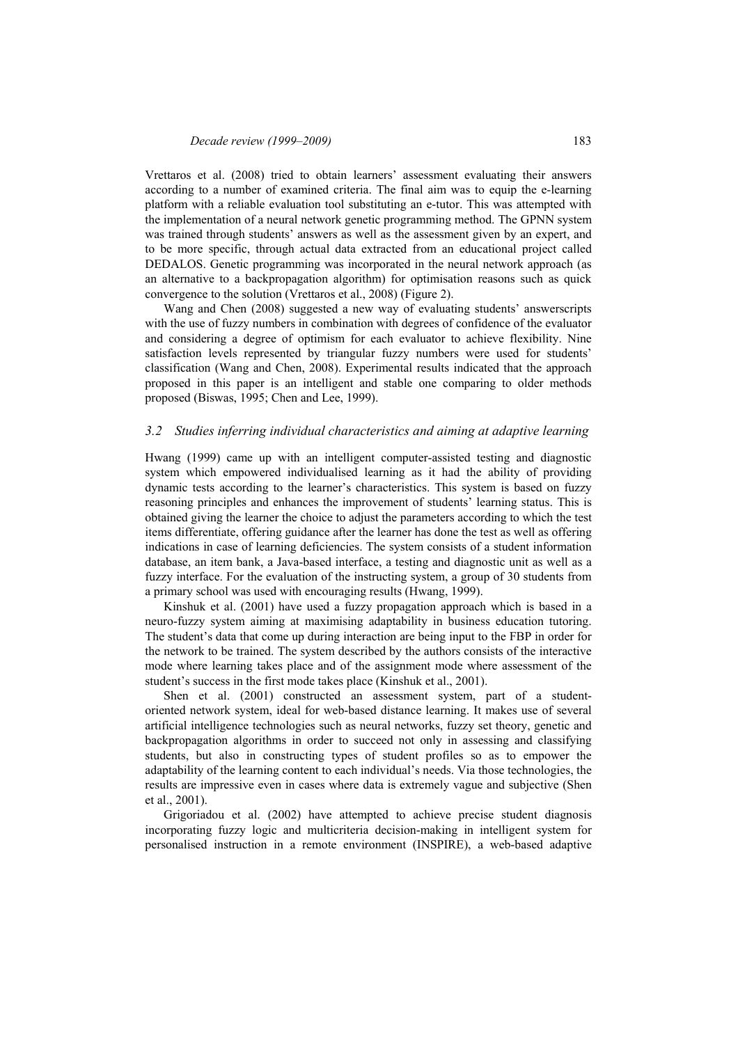Vrettaros et al. (2008) tried to obtain learners' assessment evaluating their answers according to a number of examined criteria. The final aim was to equip the e-learning platform with a reliable evaluation tool substituting an e-tutor. This was attempted with the implementation of a neural network genetic programming method. The GPNN system was trained through students' answers as well as the assessment given by an expert, and to be more specific, through actual data extracted from an educational project called DEDALOS. Genetic programming was incorporated in the neural network approach (as an alternative to a backpropagation algorithm) for optimisation reasons such as quick convergence to the solution (Vrettaros et al., 2008) (Figure 2).

Wang and Chen (2008) suggested a new way of evaluating students' answerscripts with the use of fuzzy numbers in combination with degrees of confidence of the evaluator and considering a degree of optimism for each evaluator to achieve flexibility. Nine satisfaction levels represented by triangular fuzzy numbers were used for students' classification (Wang and Chen, 2008). Experimental results indicated that the approach proposed in this paper is an intelligent and stable one comparing to older methods proposed (Biswas, 1995; Chen and Lee, 1999).

### *3.2 Studies inferring individual characteristics and aiming at adaptive learning*

Hwang (1999) came up with an intelligent computer-assisted testing and diagnostic system which empowered individualised learning as it had the ability of providing dynamic tests according to the learner's characteristics. This system is based on fuzzy reasoning principles and enhances the improvement of students' learning status. This is obtained giving the learner the choice to adjust the parameters according to which the test items differentiate, offering guidance after the learner has done the test as well as offering indications in case of learning deficiencies. The system consists of a student information database, an item bank, a Java-based interface, a testing and diagnostic unit as well as a fuzzy interface. For the evaluation of the instructing system, a group of 30 students from a primary school was used with encouraging results (Hwang, 1999).

Kinshuk et al. (2001) have used a fuzzy propagation approach which is based in a neuro-fuzzy system aiming at maximising adaptability in business education tutoring. The student's data that come up during interaction are being input to the FBP in order for the network to be trained. The system described by the authors consists of the interactive mode where learning takes place and of the assignment mode where assessment of the student's success in the first mode takes place (Kinshuk et al., 2001).

Shen et al. (2001) constructed an assessment system, part of a student-oriented network system, ideal for web-based distance learning. It makes use of several artificial intelligence technologies such as neural networks, fuzzy set theory, genetic and backpropagation algorithms in order to succeed not only in assessing and classifying students, but also in constructing types of student profiles so as to empower the adaptability of the learning content to each individual's needs. Via those technologies, the results are impressive even in cases where data is extremely vague and subjective (Shen et al., 2001).

Grigoriadou et al. (2002) have attempted to achieve precise student diagnosis incorporating fuzzy logic and multicriteria decision-making in intelligent system for personalised instruction in a remote environment (INSPIRE), a web-based adaptive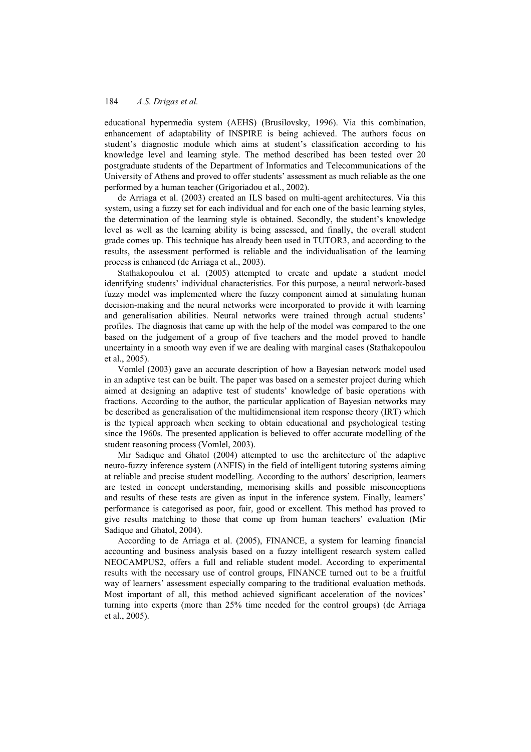educational hypermedia system (AEHS) (Brusilovsky, 1996). Via this combination, enhancement of adaptability of INSPIRE is being achieved. The authors focus on student's diagnostic module which aims at student's classification according to his knowledge level and learning style. The method described has been tested over 20 postgraduate students of the Department of Informatics and Telecommunications of the University of Athens and proved to offer students' assessment as much reliable as the one performed by a human teacher (Grigoriadou et al., 2002).

de Arriaga et al. (2003) created an ILS based on multi-agent architectures. Via this system, using a fuzzy set for each individual and for each one of the basic learning styles, the determination of the learning style is obtained. Secondly, the student's knowledge level as well as the learning ability is being assessed, and finally, the overall student grade comes up. This technique has already been used in TUTOR3, and according to the results, the assessment performed is reliable and the individualisation of the learning process is enhanced (de Arriaga et al., 2003).

Stathakopoulou et al. (2005) attempted to create and update a student model identifying students' individual characteristics. For this purpose, a neural network-based fuzzy model was implemented where the fuzzy component aimed at simulating human decision-making and the neural networks were incorporated to provide it with learning and generalisation abilities. Neural networks were trained through actual students' profiles. The diagnosis that came up with the help of the model was compared to the one based on the judgement of a group of five teachers and the model proved to handle uncertainty in a smooth way even if we are dealing with marginal cases (Stathakopoulou et al., 2005).

Vomlel (2003) gave an accurate description of how a Bayesian network model used in an adaptive test can be built. The paper was based on a semester project during which aimed at designing an adaptive test of students' knowledge of basic operations with fractions. According to the author, the particular application of Bayesian networks may be described as generalisation of the multidimensional item response theory (IRT) which is the typical approach when seeking to obtain educational and psychological testing since the 1960s. The presented application is believed to offer accurate modelling of the student reasoning process (Vomlel, 2003).

Mir Sadique and Ghatol (2004) attempted to use the architecture of the adaptive neuro-fuzzy inference system (ANFIS) in the field of intelligent tutoring systems aiming at reliable and precise student modelling. According to the authors' description, learners are tested in concept understanding, memorising skills and possible misconceptions and results of these tests are given as input in the inference system. Finally, learners' performance is categorised as poor, fair, good or excellent. This method has proved to give results matching to those that come up from human teachers' evaluation (Mir Sadique and Ghatol, 2004).

According to de Arriaga et al. (2005), FINANCE, a system for learning financial accounting and business analysis based on a fuzzy intelligent research system called NEOCAMPUS2, offers a full and reliable student model. According to experimental results with the necessary use of control groups, FINANCE turned out to be a fruitful way of learners' assessment especially comparing to the traditional evaluation methods. Most important of all, this method achieved significant acceleration of the novices' turning into experts (more than 25% time needed for the control groups) (de Arriaga et al., 2005).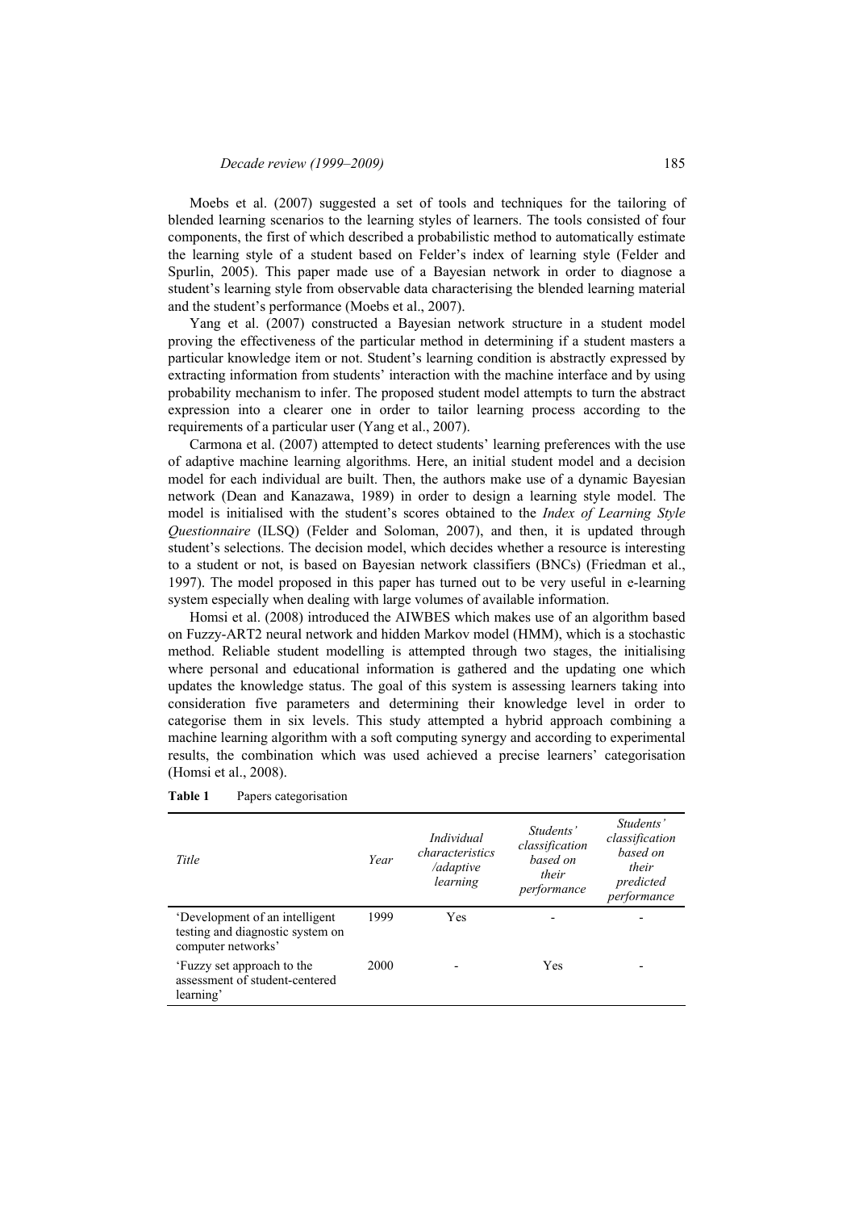Moebs et al. (2007) suggested a set of tools and techniques for the tailoring of blended learning scenarios to the learning styles of learners. The tools consisted of four components, the first of which described a probabilistic method to automatically estimate the learning style of a student based on Felder's index of learning style (Felder and Spurlin, 2005). This paper made use of a Bayesian network in order to diagnose a student's learning style from observable data characterising the blended learning material and the student's performance (Moebs et al., 2007).

Yang et al. (2007) constructed a Bayesian network structure in a student model proving the effectiveness of the particular method in determining if a student masters a particular knowledge item or not. Student's learning condition is abstractly expressed by extracting information from students' interaction with the machine interface and by using probability mechanism to infer. The proposed student model attempts to turn the abstract expression into a clearer one in order to tailor learning process according to the requirements of a particular user (Yang et al., 2007).

Carmona et al. (2007) attempted to detect students' learning preferences with the use of adaptive machine learning algorithms. Here, an initial student model and a decision model for each individual are built. Then, the authors make use of a dynamic Bayesian network (Dean and Kanazawa, 1989) in order to design a learning style model. The model is initialised with the student's scores obtained to the *Index of Learning Style Questionnaire* (ILSQ) (Felder and Soloman, 2007), and then, it is updated through student's selections. The decision model, which decides whether a resource is interesting to a student or not, is based on Bayesian network classifiers (BNCs) (Friedman et al., 1997). The model proposed in this paper has turned out to be very useful in e-learning system especially when dealing with large volumes of available information.

Homsi et al. (2008) introduced the AIWBES which makes use of an algorithm based on Fuzzy-ART2 neural network and hidden Markov model (HMM), which is a stochastic method. Reliable student modelling is attempted through two stages, the initialising where personal and educational information is gathered and the updating one which updates the knowledge status. The goal of this system is assessing learners taking into consideration five parameters and determining their knowledge level in order to categorise them in six levels. This study attempted a hybrid approach combining a machine learning algorithm with a soft computing synergy and according to experimental results, the combination which was used achieved a precise learners' categorisation (Homsi et al., 2008).

**Table 1** Papers categorisation

| *Title* | *Year* | *Individual characteristics /adaptive learning* | *Students' classification based on their performance* | *Students' classification based on their predicted performance* |
|---|---|---|---|---|
| 'Development of an intelligent testing and diagnostic system on computer networks' | 1999 | Yes | - | - |
| 'Fuzzy set approach to the assessment of student-centered learning' | 2000 | - | Yes | - |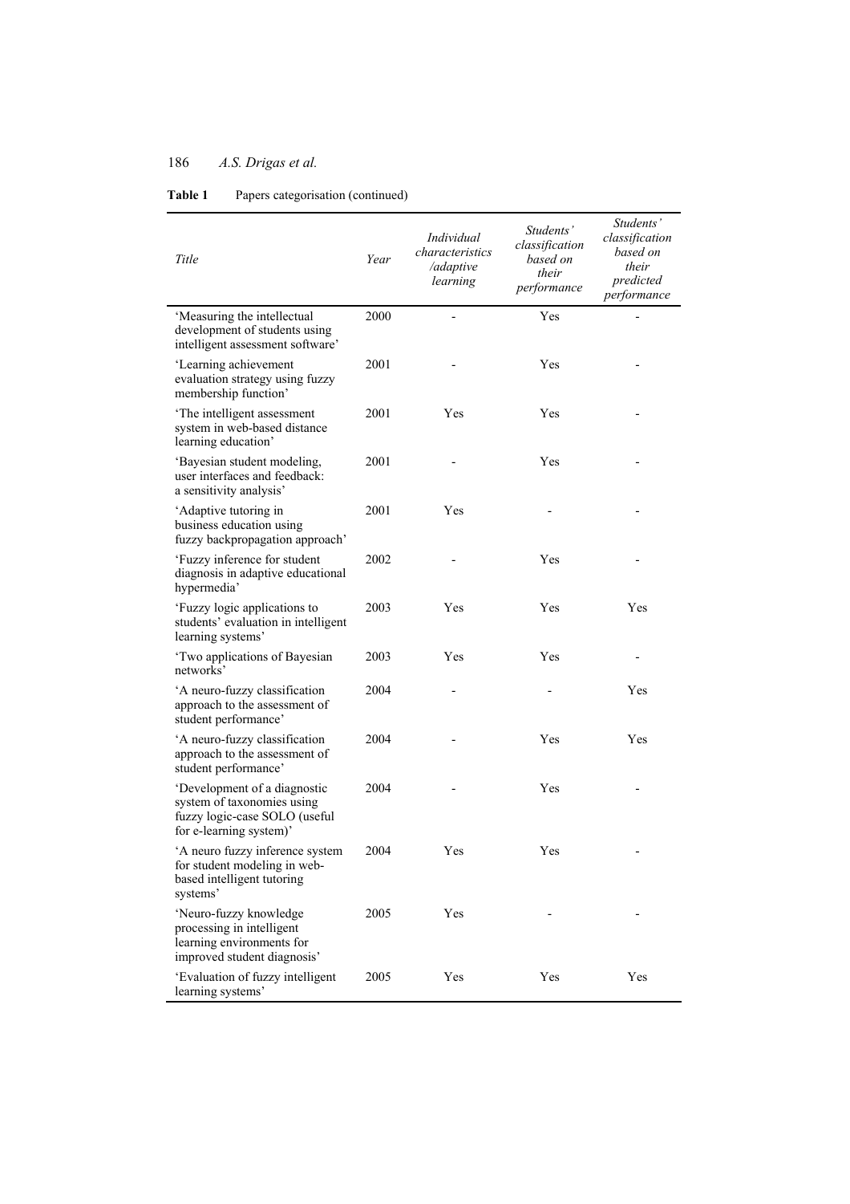**Table 1** Papers categorisation (continued)

| *Title* | *Year* | *Individual characteristics /adaptive learning* | *Students' classification based on their performance* | *Students' classification based on their predicted performance* |
|---|---|---|---|---|
| 'Measuring the intellectual development of students using intelligent assessment software' | 2000 | - | Yes | - |
| 'Learning achievement evaluation strategy using fuzzy membership function' | 2001 | - | Yes | - |
| 'The intelligent assessment system in web-based distance learning education' | 2001 | Yes | Yes | - |
| 'Bayesian student modeling, user interfaces and feedback: a sensitivity analysis' | 2001 | - | Yes | - |
| 'Adaptive tutoring in business education using fuzzy backpropagation approach' | 2001 | Yes | - | - |
| 'Fuzzy inference for student diagnosis in adaptive educational hypermedia' | 2002 | - | Yes | - |
| 'Fuzzy logic applications to students' evaluation in intelligent learning systems' | 2003 | Yes | Yes | Yes |
| 'Two applications of Bayesian networks' | 2003 | Yes | Yes | - |
| 'A neuro-fuzzy classification approach to the assessment of student performance' | 2004 | - | - | Yes |
| 'A neuro-fuzzy classification approach to the assessment of student performance' | 2004 | - | Yes | Yes |
| 'Development of a diagnostic system of taxonomies using fuzzy logic-case SOLO (useful for e-learning system)' | 2004 | - | Yes | - |
| 'A neuro fuzzy inference system for student modeling in web-based intelligent tutoring systems' | 2004 | Yes | Yes | - |
| 'Neuro-fuzzy knowledge processing in intelligent learning environments for improved student diagnosis' | 2005 | Yes | - | - |
| 'Evaluation of fuzzy intelligent learning systems' | 2005 | Yes | Yes | Yes |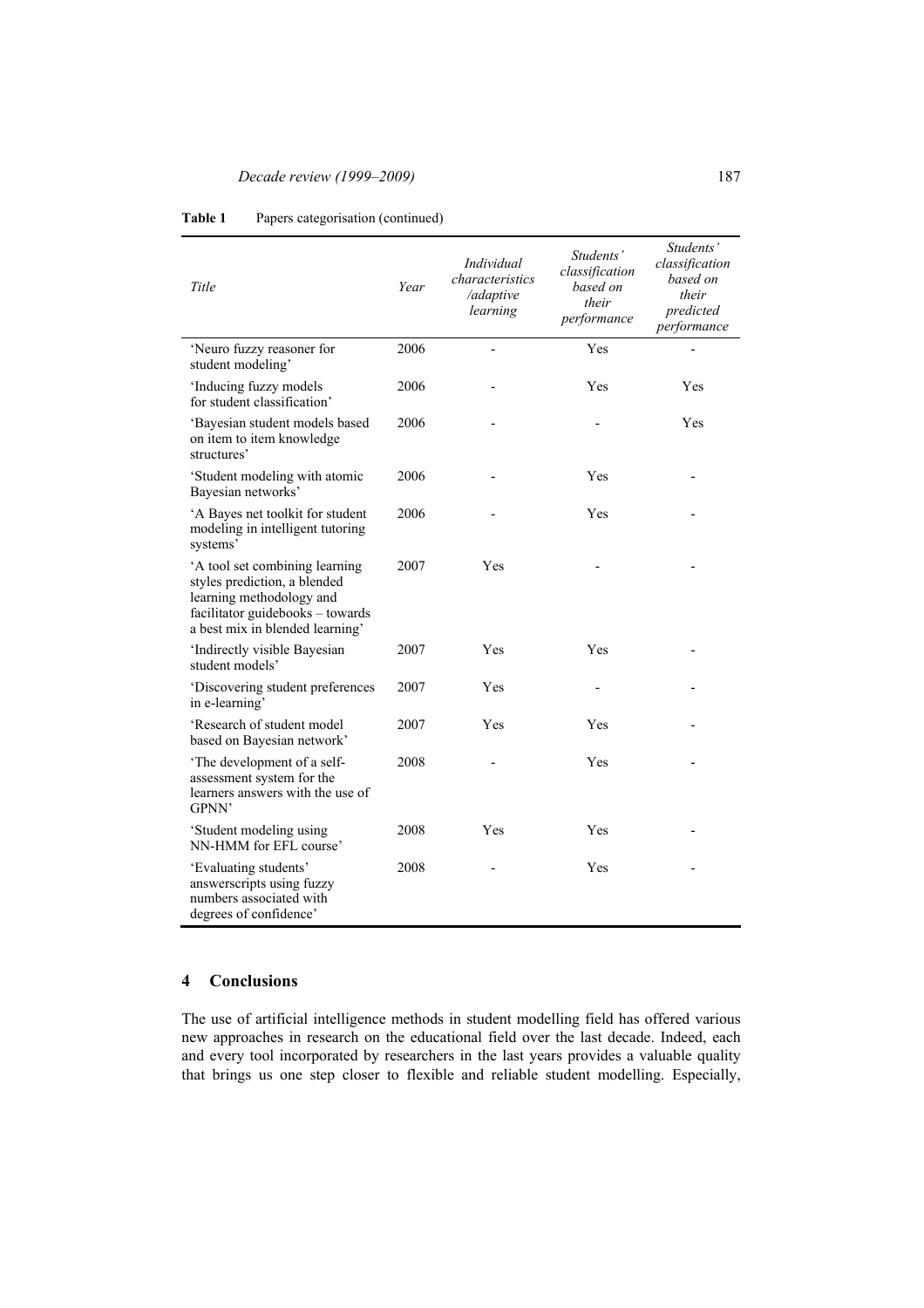**Table 1** Papers categorisation (continued)

| *Title* | *Year* | *Individual characteristics /adaptive learning* | *Students' classification based on their performance* | *Students' classification based on their predicted performance* |
|---|---|---|---|---|
| 'Neuro fuzzy reasoner for student modeling' | 2006 | - | Yes | - |
| 'Inducing fuzzy models for student classification' | 2006 | - | Yes | Yes |
| 'Bayesian student models based on item to item knowledge structures' | 2006 | - | - | Yes |
| 'Student modeling with atomic Bayesian networks' | 2006 | - | Yes | - |
| 'A Bayes net toolkit for student modeling in intelligent tutoring systems' | 2006 | - | Yes | - |
| 'A tool set combining learning styles prediction, a blended learning methodology and facilitator guidebooks – towards a best mix in blended learning' | 2007 | Yes | - | - |
| 'Indirectly visible Bayesian student models' | 2007 | Yes | Yes | - |
| 'Discovering student preferences in e-learning' | 2007 | Yes | - | - |
| 'Research of student model based on Bayesian network' | 2007 | Yes | Yes | - |
| 'The development of a self-assessment system for the learners answers with the use of GPNN' | 2008 | - | Yes | - |
| 'Student modeling using NN-HMM for EFL course' | 2008 | Yes | Yes | - |
| 'Evaluating students' answerscripts using fuzzy numbers associated with degrees of confidence' | 2008 | - | Yes | - |

## 4 Conclusions

The use of artificial intelligence methods in student modelling field has offered various new approaches in research on the educational field over the last decade. Indeed, each and every tool incorporated by researchers in the last years provides a valuable quality that brings us one step closer to flexible and reliable student modelling. Especially,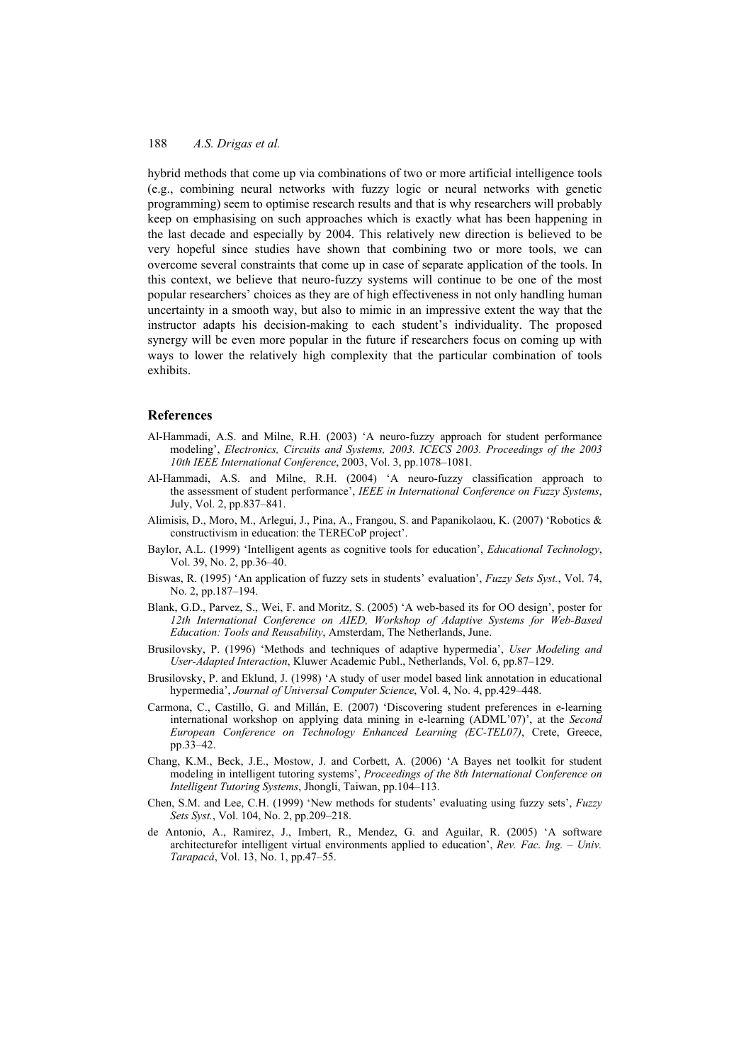hybrid methods that come up via combinations of two or more artificial intelligence tools (e.g., combining neural networks with fuzzy logic or neural networks with genetic programming) seem to optimise research results and that is why researchers will probably keep on emphasising on such approaches which is exactly what has been happening in the last decade and especially by 2004. This relatively new direction is believed to be very hopeful since studies have shown that combining two or more tools, we can overcome several constraints that come up in case of separate application of the tools. In this context, we believe that neuro-fuzzy systems will continue to be one of the most popular researchers' choices as they are of high effectiveness in not only handling human uncertainty in a smooth way, but also to mimic in an impressive extent the way that the instructor adapts his decision-making to each student's individuality. The proposed synergy will be even more popular in the future if researchers focus on coming up with ways to lower the relatively high complexity that the particular combination of tools exhibits.

## References

Al-Hammadi, A.S. and Milne, R.H. (2003) 'A neuro-fuzzy approach for student performance modeling', *Electronics, Circuits and Systems, 2003. ICECS 2003. Proceedings of the 2003 10th IEEE International Conference*, 2003, Vol. 3, pp.1078–1081.

Al-Hammadi, A.S. and Milne, R.H. (2004) 'A neuro-fuzzy classification approach to the assessment of student performance', *IEEE in International Conference on Fuzzy Systems*, July, Vol. 2, pp.837–841.

Alimisis, D., Moro, M., Arlegui, J., Pina, A., Frangou, S. and Papanikolaou, K. (2007) 'Robotics & constructivism in education: the TERECoP project'.

Baylor, A.L. (1999) 'Intelligent agents as cognitive tools for education', *Educational Technology*, Vol. 39, No. 2, pp.36–40.

Biswas, R. (1995) 'An application of fuzzy sets in students' evaluation', *Fuzzy Sets Syst.*, Vol. 74, No. 2, pp.187–194.

Blank, G.D., Parvez, S., Wei, F. and Moritz, S. (2005) 'A web-based its for OO design', poster for *12th International Conference on AIED, Workshop of Adaptive Systems for Web-Based Education: Tools and Reusability*, Amsterdam, The Netherlands, June.

Brusilovsky, P. (1996) 'Methods and techniques of adaptive hypermedia', *User Modeling and User-Adapted Interaction*, Kluwer Academic Publ., Netherlands, Vol. 6, pp.87–129.

Brusilovsky, P. and Eklund, J. (1998) 'A study of user model based link annotation in educational hypermedia', *Journal of Universal Computer Science*, Vol. 4, No. 4, pp.429–448.

Carmona, C., Castillo, G. and Millán, E. (2007) 'Discovering student preferences in e-learning international workshop on applying data mining in e-learning (ADML'07)', at the *Second European Conference on Technology Enhanced Learning (EC-TEL07)*, Crete, Greece, pp.33–42.

Chang, K.M., Beck, J.E., Mostow, J. and Corbett, A. (2006) 'A Bayes net toolkit for student modeling in intelligent tutoring systems', *Proceedings of the 8th International Conference on Intelligent Tutoring Systems*, Jhongli, Taiwan, pp.104–113.

Chen, S.M. and Lee, C.H. (1999) 'New methods for students' evaluating using fuzzy sets', *Fuzzy Sets Syst.*, Vol. 104, No. 2, pp.209–218.

de Antonio, A., Ramirez, J., Imbert, R., Mendez, G. and Aguilar, R. (2005) 'A software architecturefor intelligent virtual environments applied to education', *Rev. Fac. Ing. – Univ. Tarapacá*, Vol. 13, No. 1, pp.47–55.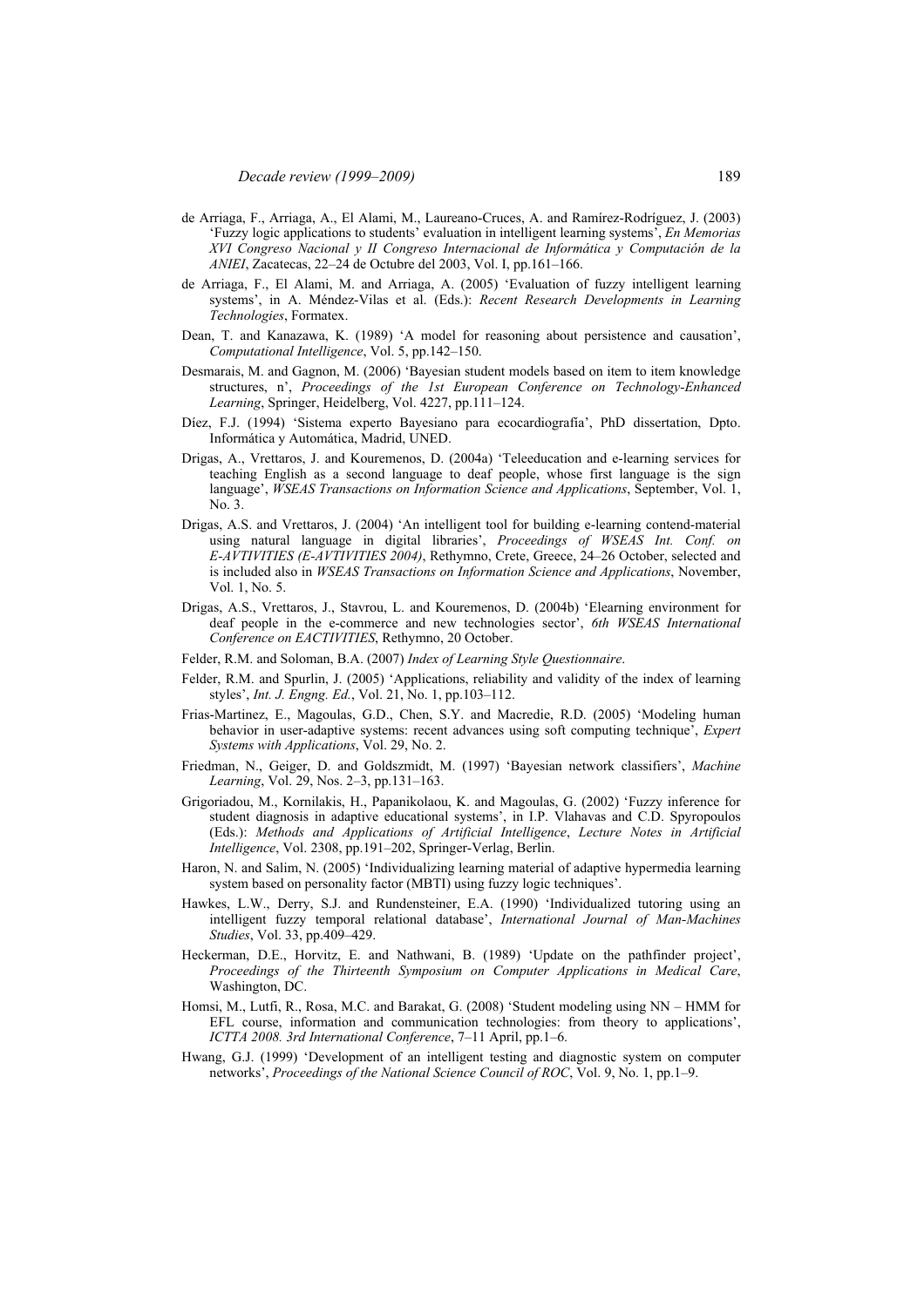de Arriaga, F., Arriaga, A., El Alami, M., Laureano-Cruces, A. and Ramírez-Rodríguez, J. (2003) 'Fuzzy logic applications to students' evaluation in intelligent learning systems', *En Memorias XVI Congreso Nacional y II Congreso Internacional de Informática y Computación de la ANIEI*, Zacatecas, 22–24 de Octubre del 2003, Vol. I, pp.161–166.

de Arriaga, F., El Alami, M. and Arriaga, A. (2005) 'Evaluation of fuzzy intelligent learning systems', in A. Méndez-Vilas et al. (Eds.): *Recent Research Developments in Learning Technologies*, Formatex.

Dean, T. and Kanazawa, K. (1989) 'A model for reasoning about persistence and causation', *Computational Intelligence*, Vol. 5, pp.142–150.

Desmarais, M. and Gagnon, M. (2006) 'Bayesian student models based on item to item knowledge structures, n', *Proceedings of the 1st European Conference on Technology-Enhanced Learning*, Springer, Heidelberg, Vol. 4227, pp.111–124.

Díez, F.J. (1994) 'Sistema experto Bayesiano para ecocardiografía', PhD dissertation, Dpto. Informática y Automática, Madrid, UNED.

Drigas, A., Vrettaros, J. and Kouremenos, D. (2004a) 'Teleeducation and e-learning services for teaching English as a second language to deaf people, whose first language is the sign language', *WSEAS Transactions on Information Science and Applications*, September, Vol. 1, No. 3.

Drigas, A.S. and Vrettaros, J. (2004) 'An intelligent tool for building e-learning contend-material using natural language in digital libraries', *Proceedings of WSEAS Int. Conf. on E-AVTIVITIES (E-AVTIVITIES 2004)*, Rethymno, Crete, Greece, 24–26 October, selected and is included also in *WSEAS Transactions on Information Science and Applications*, November, Vol. 1, No. 5.

Drigas, A.S., Vrettaros, J., Stavrou, L. and Kouremenos, D. (2004b) 'Elearning environment for deaf people in the e-commerce and new technologies sector', *6th WSEAS International Conference on EACTIVITIES*, Rethymno, 20 October.

Felder, R.M. and Soloman, B.A. (2007) *Index of Learning Style Questionnaire*.

Felder, R.M. and Spurlin, J. (2005) 'Applications, reliability and validity of the index of learning styles', *Int. J. Engng. Ed.*, Vol. 21, No. 1, pp.103–112.

Frias-Martinez, E., Magoulas, G.D., Chen, S.Y. and Macredie, R.D. (2005) 'Modeling human behavior in user-adaptive systems: recent advances using soft computing technique', *Expert Systems with Applications*, Vol. 29, No. 2.

Friedman, N., Geiger, D. and Goldszmidt, M. (1997) 'Bayesian network classifiers', *Machine Learning*, Vol. 29, Nos. 2–3, pp.131–163.

Grigoriadou, M., Kornilakis, H., Papanikolaou, K. and Magoulas, G. (2002) 'Fuzzy inference for student diagnosis in adaptive educational systems', in I.P. Vlahavas and C.D. Spyropoulos (Eds.): *Methods and Applications of Artificial Intelligence*, *Lecture Notes in Artificial Intelligence*, Vol. 2308, pp.191–202, Springer-Verlag, Berlin.

Haron, N. and Salim, N. (2005) 'Individualizing learning material of adaptive hypermedia learning system based on personality factor (MBTI) using fuzzy logic techniques'.

Hawkes, L.W., Derry, S.J. and Rundensteiner, E.A. (1990) 'Individualized tutoring using an intelligent fuzzy temporal relational database', *International Journal of Man-Machines Studies*, Vol. 33, pp.409–429.

Heckerman, D.E., Horvitz, E. and Nathwani, B. (1989) 'Update on the pathfinder project', *Proceedings of the Thirteenth Symposium on Computer Applications in Medical Care*, Washington, DC.

Homsi, M., Lutfi, R., Rosa, M.C. and Barakat, G. (2008) 'Student modeling using NN – HMM for EFL course, information and communication technologies: from theory to applications', *ICTTA 2008. 3rd International Conference*, 7–11 April, pp.1–6.

Hwang, G.J. (1999) 'Development of an intelligent testing and diagnostic system on computer networks', *Proceedings of the National Science Council of ROC*, Vol. 9, No. 1, pp.1–9.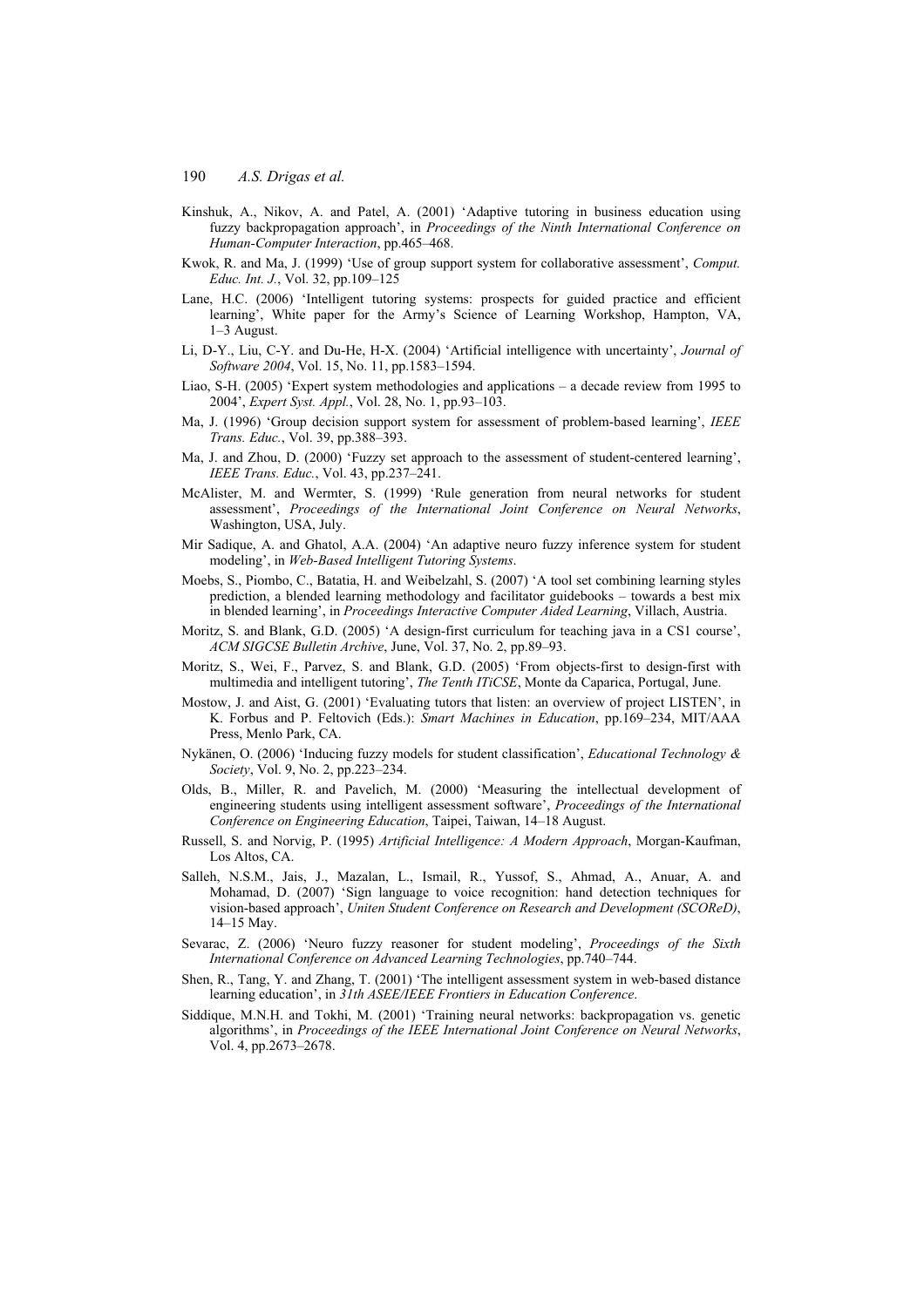Kinshuk, A., Nikov, A. and Patel, A. (2001) 'Adaptive tutoring in business education using fuzzy backpropagation approach', in *Proceedings of the Ninth International Conference on Human-Computer Interaction*, pp.465–468.

Kwok, R. and Ma, J. (1999) 'Use of group support system for collaborative assessment', *Comput. Educ. Int. J.*, Vol. 32, pp.109–125

Lane, H.C. (2006) 'Intelligent tutoring systems: prospects for guided practice and efficient learning', White paper for the Army's Science of Learning Workshop, Hampton, VA, 1–3 August.

Li, D-Y., Liu, C-Y. and Du-He, H-X. (2004) 'Artificial intelligence with uncertainty', *Journal of Software 2004*, Vol. 15, No. 11, pp.1583–1594.

Liao, S-H. (2005) 'Expert system methodologies and applications – a decade review from 1995 to 2004', *Expert Syst. Appl.*, Vol. 28, No. 1, pp.93–103.

Ma, J. (1996) 'Group decision support system for assessment of problem-based learning', *IEEE Trans. Educ.*, Vol. 39, pp.388–393.

Ma, J. and Zhou, D. (2000) 'Fuzzy set approach to the assessment of student-centered learning', *IEEE Trans. Educ.*, Vol. 43, pp.237–241.

McAlister, M. and Wermter, S. (1999) 'Rule generation from neural networks for student assessment', *Proceedings of the International Joint Conference on Neural Networks*, Washington, USA, July.

Mir Sadique, A. and Ghatol, A.A. (2004) 'An adaptive neuro fuzzy inference system for student modeling', in *Web-Based Intelligent Tutoring Systems*.

Moebs, S., Piombo, C., Batatia, H. and Weibelzahl, S. (2007) 'A tool set combining learning styles prediction, a blended learning methodology and facilitator guidebooks – towards a best mix in blended learning', in *Proceedings Interactive Computer Aided Learning*, Villach, Austria.

Moritz, S. and Blank, G.D. (2005) 'A design-first curriculum for teaching java in a CS1 course', *ACM SIGCSE Bulletin Archive*, June, Vol. 37, No. 2, pp.89–93.

Moritz, S., Wei, F., Parvez, S. and Blank, G.D. (2005) 'From objects-first to design-first with multimedia and intelligent tutoring', *The Tenth ITiCSE*, Monte da Caparica, Portugal, June.

Mostow, J. and Aist, G. (2001) 'Evaluating tutors that listen: an overview of project LISTEN', in K. Forbus and P. Feltovich (Eds.): *Smart Machines in Education*, pp.169–234, MIT/AAA Press, Menlo Park, CA.

Nykänen, O. (2006) 'Inducing fuzzy models for student classification', *Educational Technology & Society*, Vol. 9, No. 2, pp.223–234.

Olds, B., Miller, R. and Pavelich, M. (2000) 'Measuring the intellectual development of engineering students using intelligent assessment software', *Proceedings of the International Conference on Engineering Education*, Taipei, Taiwan, 14–18 August.

Russell, S. and Norvig, P. (1995) *Artificial Intelligence: A Modern Approach*, Morgan-Kaufman, Los Altos, CA.

Salleh, N.S.M., Jais, J., Mazalan, L., Ismail, R., Yussof, S., Ahmad, A., Anuar, A. and Mohamad, D. (2007) 'Sign language to voice recognition: hand detection techniques for vision-based approach', *Uniten Student Conference on Research and Development (SCOReD)*, 14–15 May.

Sevarac, Z. (2006) 'Neuro fuzzy reasoner for student modeling', *Proceedings of the Sixth International Conference on Advanced Learning Technologies*, pp.740–744.

Shen, R., Tang, Y. and Zhang, T. (2001) 'The intelligent assessment system in web-based distance learning education', in *31th ASEE/IEEE Frontiers in Education Conference*.

Siddique, M.N.H. and Tokhi, M. (2001) 'Training neural networks: backpropagation vs. genetic algorithms', in *Proceedings of the IEEE International Joint Conference on Neural Networks*, Vol. 4, pp.2673–2678.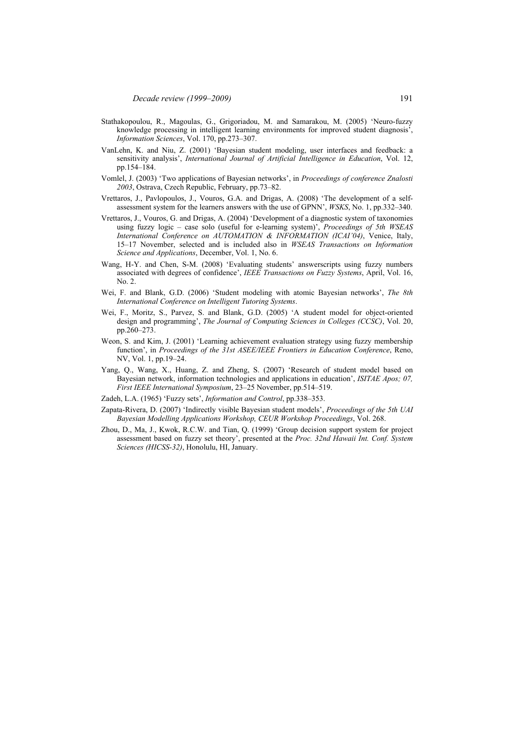Stathakopoulou, R., Magoulas, G., Grigoriadou, M. and Samarakou, M. (2005) 'Neuro-fuzzy knowledge processing in intelligent learning environments for improved student diagnosis', *Information Sciences*, Vol. 170, pp.273–307.

VanLehn, K. and Niu, Z. (2001) 'Bayesian student modeling, user interfaces and feedback: a sensitivity analysis', *International Journal of Artificial Intelligence in Education*, Vol. 12, pp.154–184.

Vomlel, J. (2003) 'Two applications of Bayesian networks', in *Proceedings of conference Znalosti 2003*, Ostrava, Czech Republic, February, pp.73–82.

Vrettaros, J., Pavlopoulos, J., Vouros, G.A. and Drigas, A. (2008) 'The development of a self-assessment system for the learners answers with the use of GPNN', *WSKS*, No. 1, pp.332–340.

Vrettaros, J., Vouros, G. and Drigas, A. (2004) 'Development of a diagnostic system of taxonomies using fuzzy logic – case solo (useful for e-learning system)', *Proceedings of 5th WSEAS International Conference on AUTOMATION & INFORMATION (ICAI'04)*, Venice, Italy, 15–17 November, selected and is included also in *WSEAS Transactions on Information Science and Applications*, December, Vol. 1, No. 6.

Wang, H-Y. and Chen, S-M. (2008) 'Evaluating students' answerscripts using fuzzy numbers associated with degrees of confidence', *IEEE Transactions on Fuzzy Systems*, April, Vol. 16, No. 2.

Wei, F. and Blank, G.D. (2006) 'Student modeling with atomic Bayesian networks', *The 8th International Conference on Intelligent Tutoring Systems*.

Wei, F., Moritz, S., Parvez, S. and Blank, G.D. (2005) 'A student model for object-oriented design and programming', *The Journal of Computing Sciences in Colleges (CCSC)*, Vol. 20, pp.260–273.

Weon, S. and Kim, J. (2001) 'Learning achievement evaluation strategy using fuzzy membership function', in *Proceedings of the 31st ASEE/IEEE Frontiers in Education Conference*, Reno, NV, Vol. 1, pp.19–24.

Yang, Q., Wang, X., Huang, Z. and Zheng, S. (2007) 'Research of student model based on Bayesian network, information technologies and applications in education', *ISITAE Apos; 07, First IEEE International Symposium*, 23–25 November, pp.514–519.

Zadeh, L.A. (1965) 'Fuzzy sets', *Information and Control*, pp.338–353.

Zapata-Rivera, D. (2007) 'Indirectly visible Bayesian student models', *Proceedings of the 5th UAI Bayesian Modelling Applications Workshop, CEUR Workshop Proceedings*, Vol. 268.

Zhou, D., Ma, J., Kwok, R.C.W. and Tian, Q. (1999) 'Group decision support system for project assessment based on fuzzy set theory', presented at the *Proc. 32nd Hawaii Int. Conf. System Sciences (HICSS-32)*, Honolulu, HI, January.